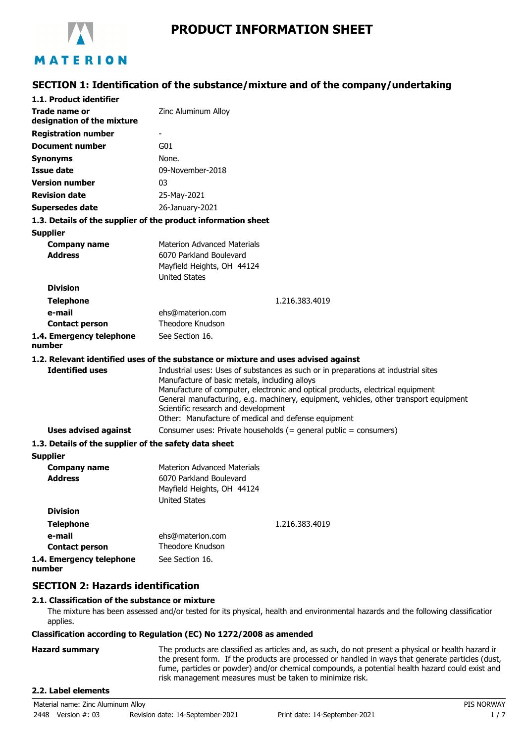# PRODUCT INFORMATION SHEET

## SECTION 1: Identification of the substance/mixture and of the company/undertaking

### 1.1. Product identifier

| | |
|---|---|
| **Trade name or designation of the mixture** | Zinc Aluminum Alloy |
| **Registration number** | - |
| **Document number** | G01 |
| **Synonyms** | None. |
| **Issue date** | 09-November-2018 |
| **Version number** | 03 |
| **Revision date** | 25-May-2021 |
| **Supersedes date** | 26-January-2021 |

### 1.3. Details of the supplier of the product information sheet

**Supplier**

| | |
|---|---|
| **Company name** | Materion Advanced Materials |
| **Address** | 6070 Parkland Boulevard<br>Mayfield Heights, OH 44124<br>United States |
| **Division** | |
| **Telephone** | 1.216.383.4019 |
| **e-mail** | ehs@materion.com |
| **Contact person** | Theodore Knudson |
| **1.4. Emergency telephone number** | See Section 16. |

### 1.2. Relevant identified uses of the substance or mixture and uses advised against

**Identified uses**

Industrial uses: Uses of substances as such or in preparations at industrial sites
Manufacture of basic metals, including alloys
Manufacture of computer, electronic and optical products, electrical equipment
General manufacturing, e.g. machinery, equipment, vehicles, other transport equipment
Scientific research and development
Other: Manufacture of medical and defense equipment

**Uses advised against**

Consumer uses: Private households (= general public = consumers)

### 1.3. Details of the supplier of the safety data sheet

**Supplier**

| | |
|---|---|
| **Company name** | Materion Advanced Materials |
| **Address** | 6070 Parkland Boulevard<br>Mayfield Heights, OH 44124<br>United States |
| **Division** | |
| **Telephone** | 1.216.383.4019 |
| **e-mail** | ehs@materion.com |
| **Contact person** | Theodore Knudson |
| **1.4. Emergency telephone number** | See Section 16. |

## SECTION 2: Hazards identification

### 2.1. Classification of the substance or mixture

The mixture has been assessed and/or tested for its physical, health and environmental hazards and the following classification applies.

**Classification according to Regulation (EC) No 1272/2008 as amended**

**Hazard summary**

The products are classified as articles and, as such, do not present a physical or health hazard in the present form. If the products are processed or handled in ways that generate particles (dust, fume, particles or powder) and/or chemical compounds, a potential health hazard could exist and risk management measures must be taken to minimize risk.

### 2.2. Label elements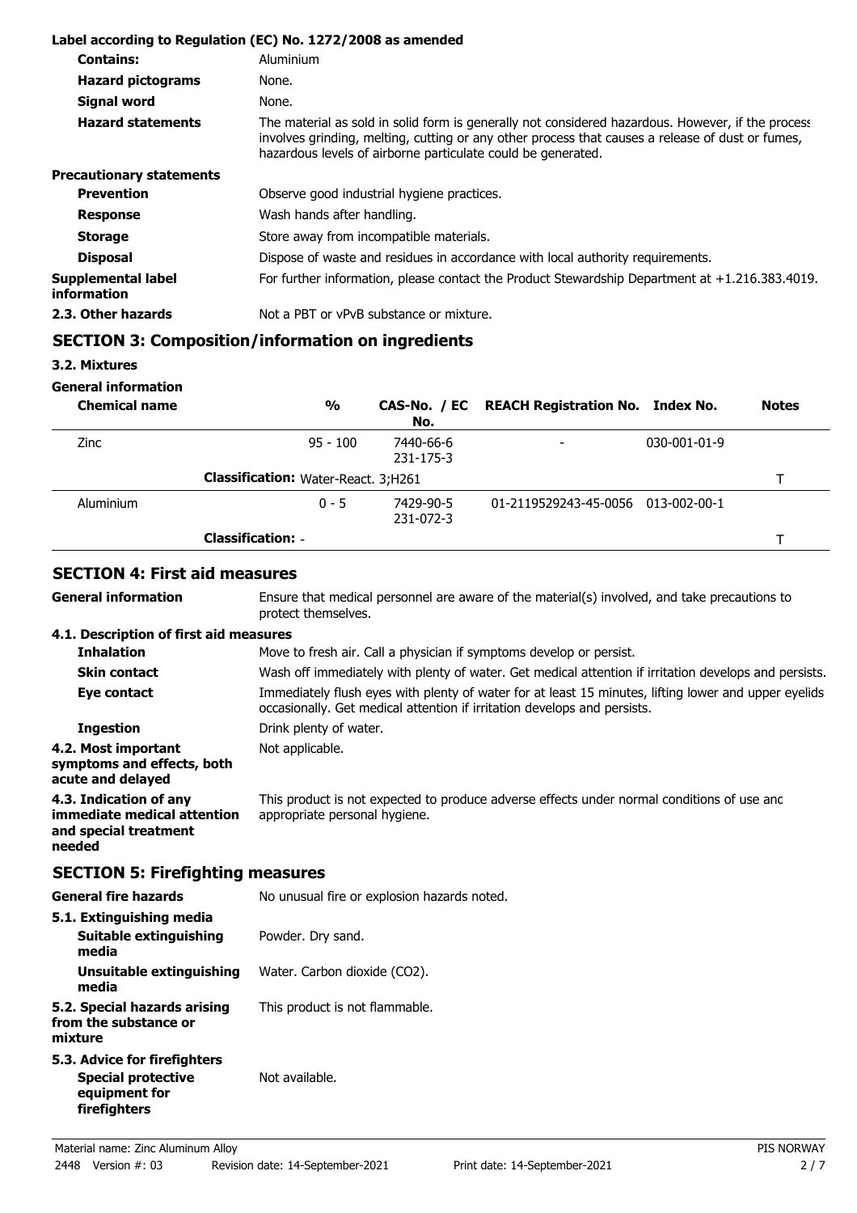**Label according to Regulation (EC) No. 1272/2008 as amended**

| | |
|---|---|
| **Contains:** | Aluminium |
| **Hazard pictograms** | None. |
| **Signal word** | None. |
| **Hazard statements** | The material as sold in solid form is generally not considered hazardous. However, if the process involves grinding, melting, cutting or any other process that causes a release of dust or fumes, hazardous levels of airborne particulate could be generated. |
| **Precautionary statements** | |
| **Prevention** | Observe good industrial hygiene practices. |
| **Response** | Wash hands after handling. |
| **Storage** | Store away from incompatible materials. |
| **Disposal** | Dispose of waste and residues in accordance with local authority requirements. |
| **Supplemental label information** | For further information, please contact the Product Stewardship Department at +1.216.383.4019. |
| **2.3. Other hazards** | Not a PBT or vPvB substance or mixture. |

## SECTION 3: Composition/information on ingredients

### 3.2. Mixtures

**General information**

| **Chemical name** | **%** | **CAS-No. / EC No.** | **REACH Registration No.** | **Index No.** | **Notes** |
|---|---|---|---|---|---|
| Zinc | 95 - 100 | 7440-66-6 231-175-3 | - | 030-001-01-9 | |
| **Classification:** Water-React. 3;H261 | | | | | T |
| Aluminium | 0 - 5 | 7429-90-5 231-072-3 | 01-2119529243-45-0056 | 013-002-00-1 | |
| **Classification:** - | | | | | T |

## SECTION 4: First aid measures

| | |
|---|---|
| **General information** | Ensure that medical personnel are aware of the material(s) involved, and take precautions to protect themselves. |
| **4.1. Description of first aid measures** | |
| **Inhalation** | Move to fresh air. Call a physician if symptoms develop or persist. |
| **Skin contact** | Wash off immediately with plenty of water. Get medical attention if irritation develops and persists. |
| **Eye contact** | Immediately flush eyes with plenty of water for at least 15 minutes, lifting lower and upper eyelids occasionally. Get medical attention if irritation develops and persists. |
| **Ingestion** | Drink plenty of water. |
| **4.2. Most important symptoms and effects, both acute and delayed** | Not applicable. |
| **4.3. Indication of any immediate medical attention and special treatment needed** | This product is not expected to produce adverse effects under normal conditions of use and appropriate personal hygiene. |

## SECTION 5: Firefighting measures

| | |
|---|---|
| **General fire hazards** | No unusual fire or explosion hazards noted. |
| **5.1. Extinguishing media** | |
| **Suitable extinguishing media** | Powder. Dry sand. |
| **Unsuitable extinguishing media** | Water. Carbon dioxide ($CO_2$). |
| **5.2. Special hazards arising from the substance or mixture** | This product is not flammable. |
| **5.3. Advice for firefighters** | |
| **Special protective equipment for firefighters** | Not available. |

Material name: Zinc Aluminum Alloy
2448 Version #: 03 Revision date: 14-September-2021 Print date: 14-September-2021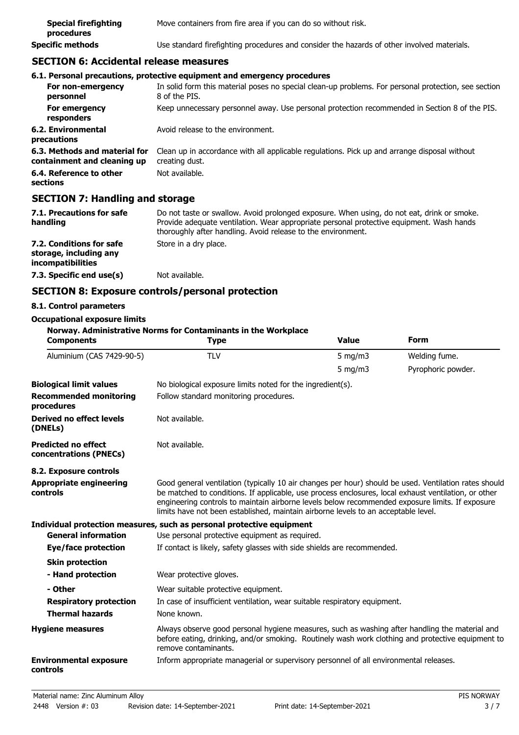| | |
|---|---|
| **Special firefighting procedures** | Move containers from fire area if you can do so without risk. |
| **Specific methods** | Use standard firefighting procedures and consider the hazards of other involved materials. |

## SECTION 6: Accidental release measures

### 6.1. Personal precautions, protective equipment and emergency procedures

| | |
|---|---|
| **For non-emergency personnel** | In solid form this material poses no special clean-up problems. For personal protection, see section 8 of the PIS. |
| **For emergency responders** | Keep unnecessary personnel away. Use personal protection recommended in Section 8 of the PIS. |
| **6.2. Environmental precautions** | Avoid release to the environment. |
| **6.3. Methods and material for containment and cleaning up** | Clean up in accordance with all applicable regulations. Pick up and arrange disposal without creating dust. |
| **6.4. Reference to other sections** | Not available. |

## SECTION 7: Handling and storage

| | |
|---|---|
| **7.1. Precautions for safe handling** | Do not taste or swallow. Avoid prolonged exposure. When using, do not eat, drink or smoke. Provide adequate ventilation. Wear appropriate personal protective equipment. Wash hands thoroughly after handling. Avoid release to the environment. |
| **7.2. Conditions for safe storage, including any incompatibilities** | Store in a dry place. |
| **7.3. Specific end use(s)** | Not available. |

## SECTION 8: Exposure controls/personal protection

### 8.1. Control parameters

**Occupational exposure limits**

**Norway. Administrative Norms for Contaminants in the Workplace**

| Components | Type | Value | Form |
|---|---|---|---|
| Aluminium (CAS 7429-90-5) | TLV | 5 mg/m3 | Welding fume. |
| | | 5 mg/m3 | Pyrophoric powder. |

| | |
|---|---|
| **Biological limit values** | No biological exposure limits noted for the ingredient(s). |
| **Recommended monitoring procedures** | Follow standard monitoring procedures. |
| **Derived no effect levels (DNELs)** | Not available. |
| **Predicted no effect concentrations (PNECs)** | Not available. |

### 8.2. Exposure controls

| | |
|---|---|
| **Appropriate engineering controls** | Good general ventilation (typically 10 air changes per hour) should be used. Ventilation rates should be matched to conditions. If applicable, use process enclosures, local exhaust ventilation, or other engineering controls to maintain airborne levels below recommended exposure limits. If exposure limits have not been established, maintain airborne levels to an acceptable level. |

**Individual protection measures, such as personal protective equipment**

| | |
|---|---|
| **General information** | Use personal protective equipment as required. |
| **Eye/face protection** | If contact is likely, safety glasses with side shields are recommended. |
| **Skin protection** | |
| **- Hand protection** | Wear protective gloves. |
| **- Other** | Wear suitable protective equipment. |
| **Respiratory protection** | In case of insufficient ventilation, wear suitable respiratory equipment. |
| **Thermal hazards** | None known. |
| **Hygiene measures** | Always observe good personal hygiene measures, such as washing after handling the material and before eating, drinking, and/or smoking. Routinely wash work clothing and protective equipment to remove contaminants. |
| **Environmental exposure controls** | Inform appropriate managerial or supervisory personnel of all environmental releases. |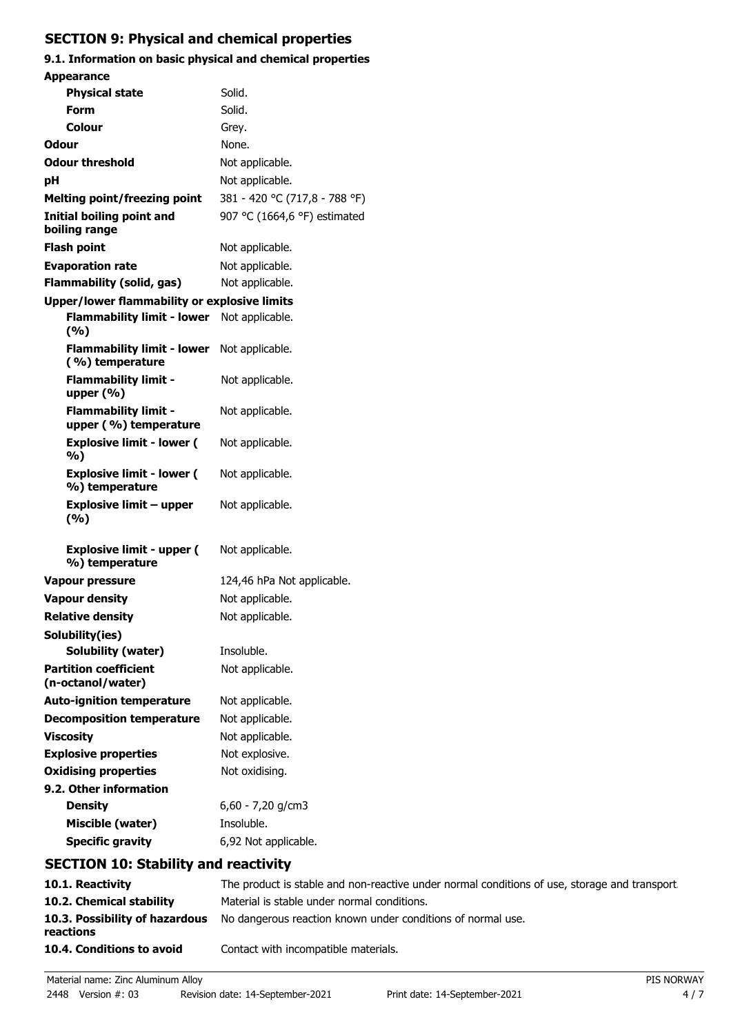## SECTION 9: Physical and chemical properties

### 9.1. Information on basic physical and chemical properties

| | |
|---|---|
| **Appearance** | |
| **Physical state** | Solid. |
| **Form** | Solid. |
| **Colour** | Grey. |
| **Odour** | None. |
| **Odour threshold** | Not applicable. |
| **pH** | Not applicable. |
| **Melting point/freezing point** | 381 - 420 °C (717,8 - 788 °F) |
| **Initial boiling point and boiling range** | 907 °C (1664,6 °F) estimated |
| **Flash point** | Not applicable. |
| **Evaporation rate** | Not applicable. |
| **Flammability (solid, gas)** | Not applicable. |
| **Upper/lower flammability or explosive limits** | |
| **Flammability limit - lower (%)** | Not applicable. |
| **Flammability limit - lower (%) temperature** | Not applicable. |
| **Flammability limit - upper (%)** | Not applicable. |
| **Flammability limit - upper (%) temperature** | Not applicable. |
| **Explosive limit - lower (%)** | Not applicable. |
| **Explosive limit - lower (%) temperature** | Not applicable. |
| **Explosive limit – upper (%)** | Not applicable. |
| **Explosive limit - upper (%) temperature** | Not applicable. |
| **Vapour pressure** | 124,46 hPa Not applicable. |
| **Vapour density** | Not applicable. |
| **Relative density** | Not applicable. |
| **Solubility(ies)** | |
| **Solubility (water)** | Insoluble. |
| **Partition coefficient (n-octanol/water)** | Not applicable. |
| **Auto-ignition temperature** | Not applicable. |
| **Decomposition temperature** | Not applicable. |
| **Viscosity** | Not applicable. |
| **Explosive properties** | Not explosive. |
| **Oxidising properties** | Not oxidising. |
| **9.2. Other information** | |
| **Density** | 6,60 - 7,20 g/cm3 |
| **Miscible (water)** | Insoluble. |
| **Specific gravity** | 6,92 Not applicable. |

## SECTION 10: Stability and reactivity

| | |
|---|---|
| **10.1. Reactivity** | The product is stable and non-reactive under normal conditions of use, storage and transport. |
| **10.2. Chemical stability** | Material is stable under normal conditions. |
| **10.3. Possibility of hazardous reactions** | No dangerous reaction known under conditions of normal use. |
| **10.4. Conditions to avoid** | Contact with incompatible materials. |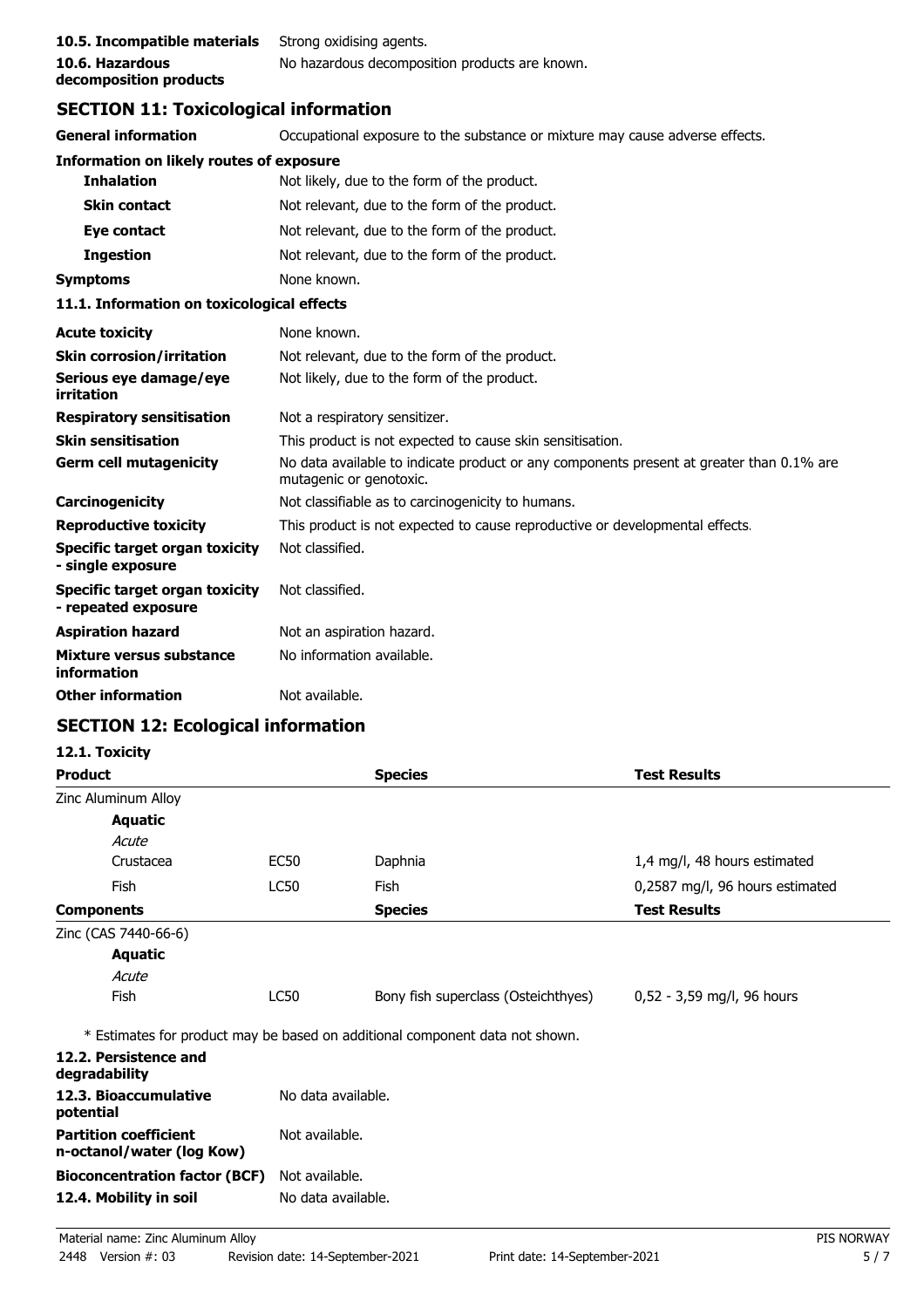| | |
|---|---|
| **10.5. Incompatible materials** | Strong oxidising agents. |
| **10.6. Hazardous decomposition products** | No hazardous decomposition products are known. |

## SECTION 11: Toxicological information

| | |
|---|---|
| **General information** | Occupational exposure to the substance or mixture may cause adverse effects. |
| **Information on likely routes of exposure** | |
| **Inhalation** | Not likely, due to the form of the product. |
| **Skin contact** | Not relevant, due to the form of the product. |
| **Eye contact** | Not relevant, due to the form of the product. |
| **Ingestion** | Not relevant, due to the form of the product. |
| **Symptoms** | None known. |

**11.1. Information on toxicological effects**

| | |
|---|---|
| **Acute toxicity** | None known. |
| **Skin corrosion/irritation** | Not relevant, due to the form of the product. |
| **Serious eye damage/eye irritation** | Not likely, due to the form of the product. |
| **Respiratory sensitisation** | Not a respiratory sensitizer. |
| **Skin sensitisation** | This product is not expected to cause skin sensitisation. |
| **Germ cell mutagenicity** | No data available to indicate product or any components present at greater than 0.1% are mutagenic or genotoxic. |
| **Carcinogenicity** | Not classifiable as to carcinogenicity to humans. |
| **Reproductive toxicity** | This product is not expected to cause reproductive or developmental effects. |
| **Specific target organ toxicity - single exposure** | Not classified. |
| **Specific target organ toxicity - repeated exposure** | Not classified. |
| **Aspiration hazard** | Not an aspiration hazard. |
| **Mixture versus substance information** | No information available. |
| **Other information** | Not available. |

## SECTION 12: Ecological information

**12.1. Toxicity**

| **Product** | | **Species** | **Test Results** |
|---|---|---|---|
| Zinc Aluminum Alloy | | | |
| **Aquatic** | | | |
| *Acute* | | | |
| Crustacea | EC50 | Daphnia | 1,4 mg/l, 48 hours estimated |
| Fish | LC50 | Fish | 0,2587 mg/l, 96 hours estimated |
| **Components** | | **Species** | **Test Results** |
| Zinc (CAS 7440-66-6) | | | |
| **Aquatic** | | | |
| *Acute* | | | |
| Fish | LC50 | Bony fish superclass (Osteichthyes) | 0,52 - 3,59 mg/l, 96 hours |

* Estimates for product may be based on additional component data not shown.

| | |
|---|---|
| **12.2. Persistence and degradability** | |
| **12.3. Bioaccumulative potential** | No data available. |
| **Partition coefficient n-octanol/water (log Kow)** | Not available. |
| **Bioconcentration factor (BCF)** | Not available. |
| **12.4. Mobility in soil** | No data available. |

Material name: Zinc Aluminum Alloy
2448 Version #: 03 Revision date: 14-September-2021 Print date: 14-September-2021
PIS NORWAY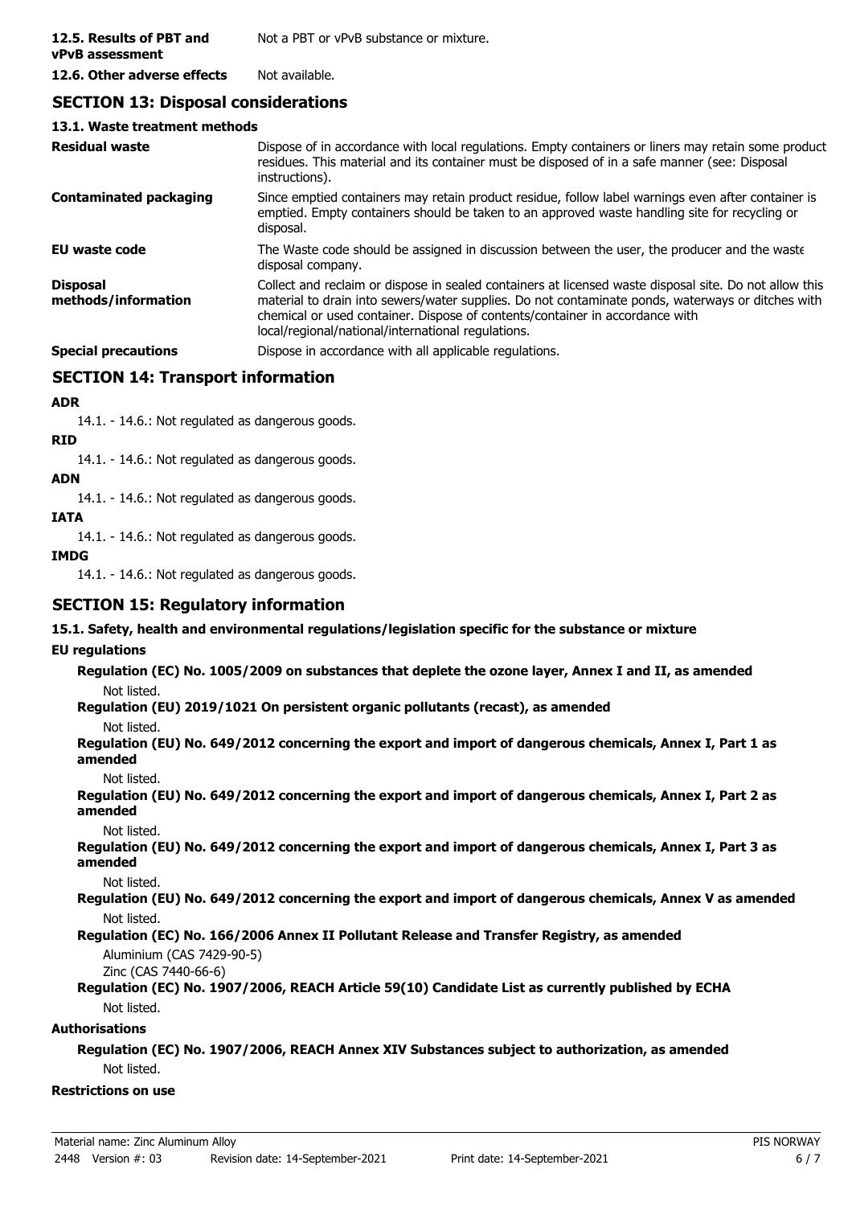| | |
|---|---|
| **12.5. Results of PBT and vPvB assessment** | Not a PBT or vPvB substance or mixture. |
| **12.6. Other adverse effects** | Not available. |

## SECTION 13: Disposal considerations

### 13.1. Waste treatment methods

| | |
|---|---|
| **Residual waste** | Dispose of in accordance with local regulations. Empty containers or liners may retain some product residues. This material and its container must be disposed of in a safe manner (see: Disposal instructions). |
| **Contaminated packaging** | Since emptied containers may retain product residue, follow label warnings even after container is emptied. Empty containers should be taken to an approved waste handling site for recycling or disposal. |
| **EU waste code** | The Waste code should be assigned in discussion between the user, the producer and the waste disposal company. |
| **Disposal methods/information** | Collect and reclaim or dispose in sealed containers at licensed waste disposal site. Do not allow this material to drain into sewers/water supplies. Do not contaminate ponds, waterways or ditches with chemical or used container. Dispose of contents/container in accordance with local/regional/national/international regulations. |
| **Special precautions** | Dispose in accordance with all applicable regulations. |

## SECTION 14: Transport information

**ADR**

14.1. - 14.6.: Not regulated as dangerous goods.

**RID**

14.1. - 14.6.: Not regulated as dangerous goods.

**ADN**

14.1. - 14.6.: Not regulated as dangerous goods.

**IATA**

14.1. - 14.6.: Not regulated as dangerous goods.

**IMDG**

14.1. - 14.6.: Not regulated as dangerous goods.

## SECTION 15: Regulatory information

### 15.1. Safety, health and environmental regulations/legislation specific for the substance or mixture

**EU regulations**

**Regulation (EC) No. 1005/2009 on substances that deplete the ozone layer, Annex I and II, as amended**

Not listed.

**Regulation (EU) 2019/1021 On persistent organic pollutants (recast), as amended**

Not listed.

**Regulation (EU) No. 649/2012 concerning the export and import of dangerous chemicals, Annex I, Part 1 as amended**

Not listed.

**Regulation (EU) No. 649/2012 concerning the export and import of dangerous chemicals, Annex I, Part 2 as amended**

Not listed.

**Regulation (EU) No. 649/2012 concerning the export and import of dangerous chemicals, Annex I, Part 3 as amended**

Not listed.

**Regulation (EU) No. 649/2012 concerning the export and import of dangerous chemicals, Annex V as amended**

Not listed.

**Regulation (EC) No. 166/2006 Annex II Pollutant Release and Transfer Registry, as amended**

Aluminium (CAS 7429-90-5)
Zinc (CAS 7440-66-6)

**Regulation (EC) No. 1907/2006, REACH Article 59(10) Candidate List as currently published by ECHA**

Not listed.

**Authorisations**

**Regulation (EC) No. 1907/2006, REACH Annex XIV Substances subject to authorization, as amended**

Not listed.

**Restrictions on use**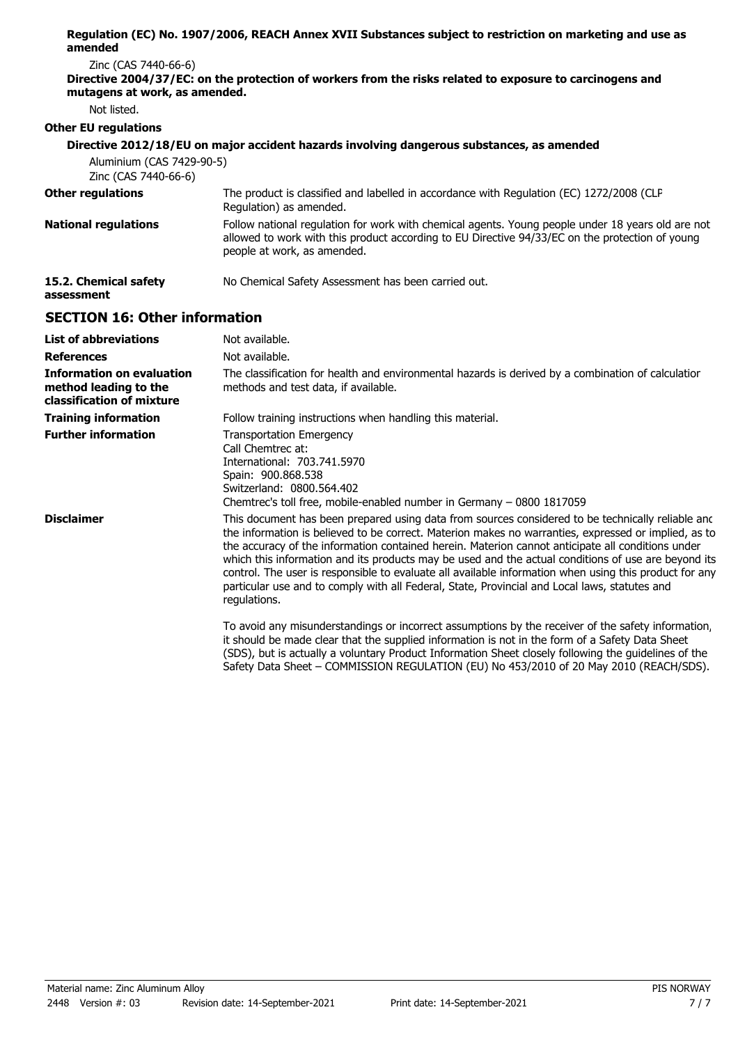**Regulation (EC) No. 1907/2006, REACH Annex XVII Substances subject to restriction on marketing and use as amended**

Zinc (CAS 7440-66-6)

**Directive 2004/37/EC: on the protection of workers from the risks related to exposure to carcinogens and mutagens at work, as amended.**

Not listed.

**Other EU regulations**

**Directive 2012/18/EU on major accident hazards involving dangerous substances, as amended**

Aluminium (CAS 7429-90-5)
Zinc (CAS 7440-66-6)

| | |
|---|---|
| **Other regulations** | The product is classified and labelled in accordance with Regulation (EC) 1272/2008 (CLP Regulation) as amended. |
| **National regulations** | Follow national regulation for work with chemical agents. Young people under 18 years old are not allowed to work with this product according to EU Directive 94/33/EC on the protection of young people at work, as amended. |
| **15.2. Chemical safety assessment** | No Chemical Safety Assessment has been carried out. |

## SECTION 16: Other information

| | |
|---|---|
| **List of abbreviations** | Not available. |
| **References** | Not available. |
| **Information on evaluation method leading to the classification of mixture** | The classification for health and environmental hazards is derived by a combination of calculation methods and test data, if available. |
| **Training information** | Follow training instructions when handling this material. |
| **Further information** | Transportation Emergency<br>Call Chemtrec at:<br>International: 703.741.5970<br>Spain: 900.868.538<br>Switzerland: 0800.564.402<br>Chemtrec's toll free, mobile-enabled number in Germany – 0800 1817059 |
| **Disclaimer** | This document has been prepared using data from sources considered to be technically reliable and the information is believed to be correct. Materion makes no warranties, expressed or implied, as to the accuracy of the information contained herein. Materion cannot anticipate all conditions under which this information and its products may be used and the actual conditions of use are beyond its control. The user is responsible to evaluate all available information when using this product for any particular use and to comply with all Federal, State, Provincial and Local laws, statutes and regulations.<br><br>To avoid any misunderstandings or incorrect assumptions by the receiver of the safety information, it should be made clear that the supplied information is not in the form of a Safety Data Sheet (SDS), but is actually a voluntary Product Information Sheet closely following the guidelines of the Safety Data Sheet – COMMISSION REGULATION (EU) No 453/2010 of 20 May 2010 (REACH/SDS). |